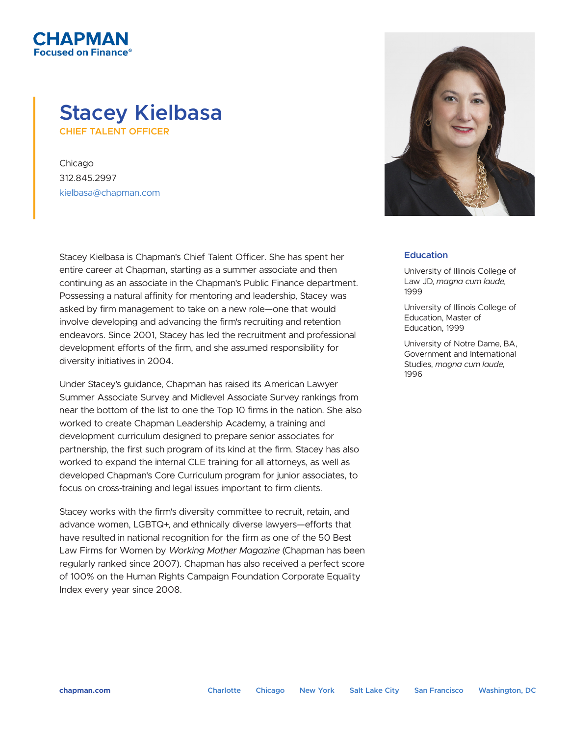CHAPMAN
Focused on Finance®

# Stacey Kielbasa

**CHIEF TALENT OFFICER**

Chicago
312.845.2997
kielbasa@chapman.com

Stacey Kielbasa is Chapman's Chief Talent Officer. She has spent her entire career at Chapman, starting as a summer associate and then continuing as an associate in the Chapman's Public Finance department. Possessing a natural affinity for mentoring and leadership, Stacey was asked by firm management to take on a new role—one that would involve developing and advancing the firm's recruiting and retention endeavors. Since 2001, Stacey has led the recruitment and professional development efforts of the firm, and she assumed responsibility for diversity initiatives in 2004.

Under Stacey's guidance, Chapman has raised its American Lawyer Summer Associate Survey and Midlevel Associate Survey rankings from near the bottom of the list to one the Top 10 firms in the nation. She also worked to create Chapman Leadership Academy, a training and development curriculum designed to prepare senior associates for partnership, the first such program of its kind at the firm. Stacey has also worked to expand the internal CLE training for all attorneys, as well as developed Chapman's Core Curriculum program for junior associates, to focus on cross-training and legal issues important to firm clients.

Stacey works with the firm's diversity committee to recruit, retain, and advance women, LGBTQ+, and ethnically diverse lawyers—efforts that have resulted in national recognition for the firm as one of the 50 Best Law Firms for Women by *Working Mother Magazine* (Chapman has been regularly ranked since 2007). Chapman has also received a perfect score of 100% on the Human Rights Campaign Foundation Corporate Equality Index every year since 2008.

## Education

University of Illinois College of Law JD, *magna cum laude,* 1999

University of Illinois College of Education, Master of Education, 1999

University of Notre Dame, BA, Government and International Studies, *magna cum laude,* 1996

**chapman.com** Charlotte Chicago New York Salt Lake City San Francisco Washington, DC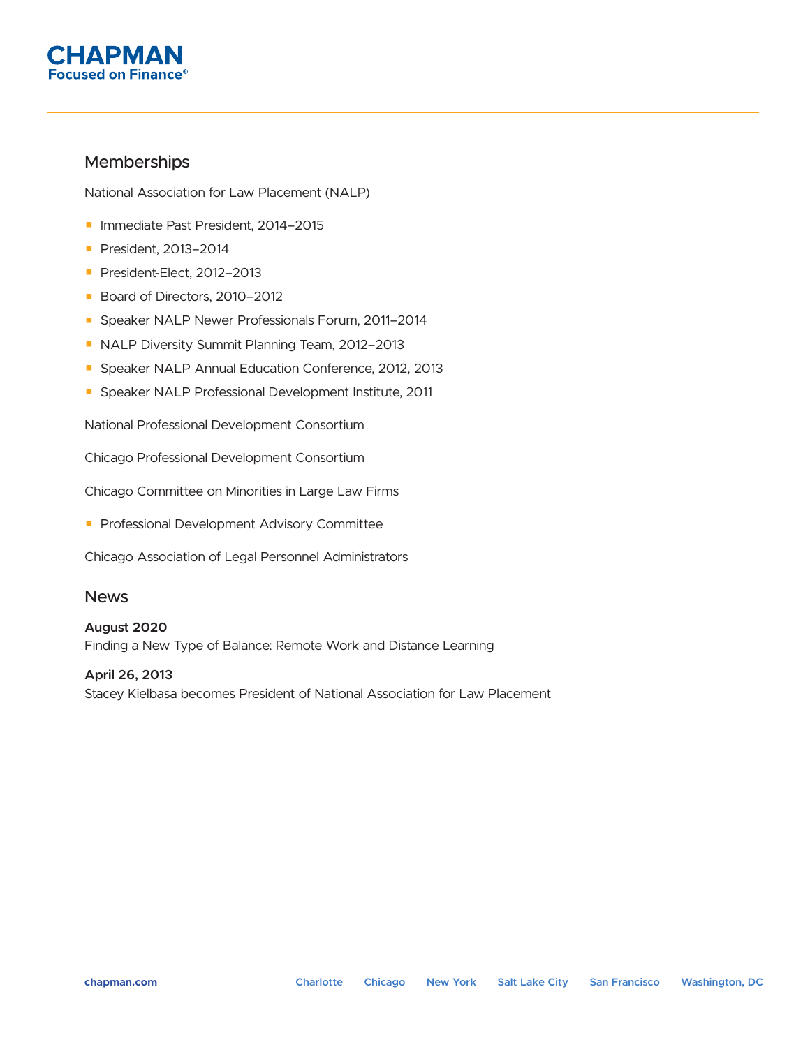## Memberships

National Association for Law Placement (NALP)

- Immediate Past President, 2014–2015
- President, 2013–2014
- President-Elect, 2012–2013
- Board of Directors, 2010–2012
- Speaker NALP Newer Professionals Forum, 2011–2014
- NALP Diversity Summit Planning Team, 2012–2013
- Speaker NALP Annual Education Conference, 2012, 2013
- Speaker NALP Professional Development Institute, 2011

National Professional Development Consortium

Chicago Professional Development Consortium

Chicago Committee on Minorities in Large Law Firms

- Professional Development Advisory Committee

Chicago Association of Legal Personnel Administrators

## News

**August 2020**
Finding a New Type of Balance: Remote Work and Distance Learning

**April 26, 2013**
Stacey Kielbasa becomes President of National Association for Law Placement